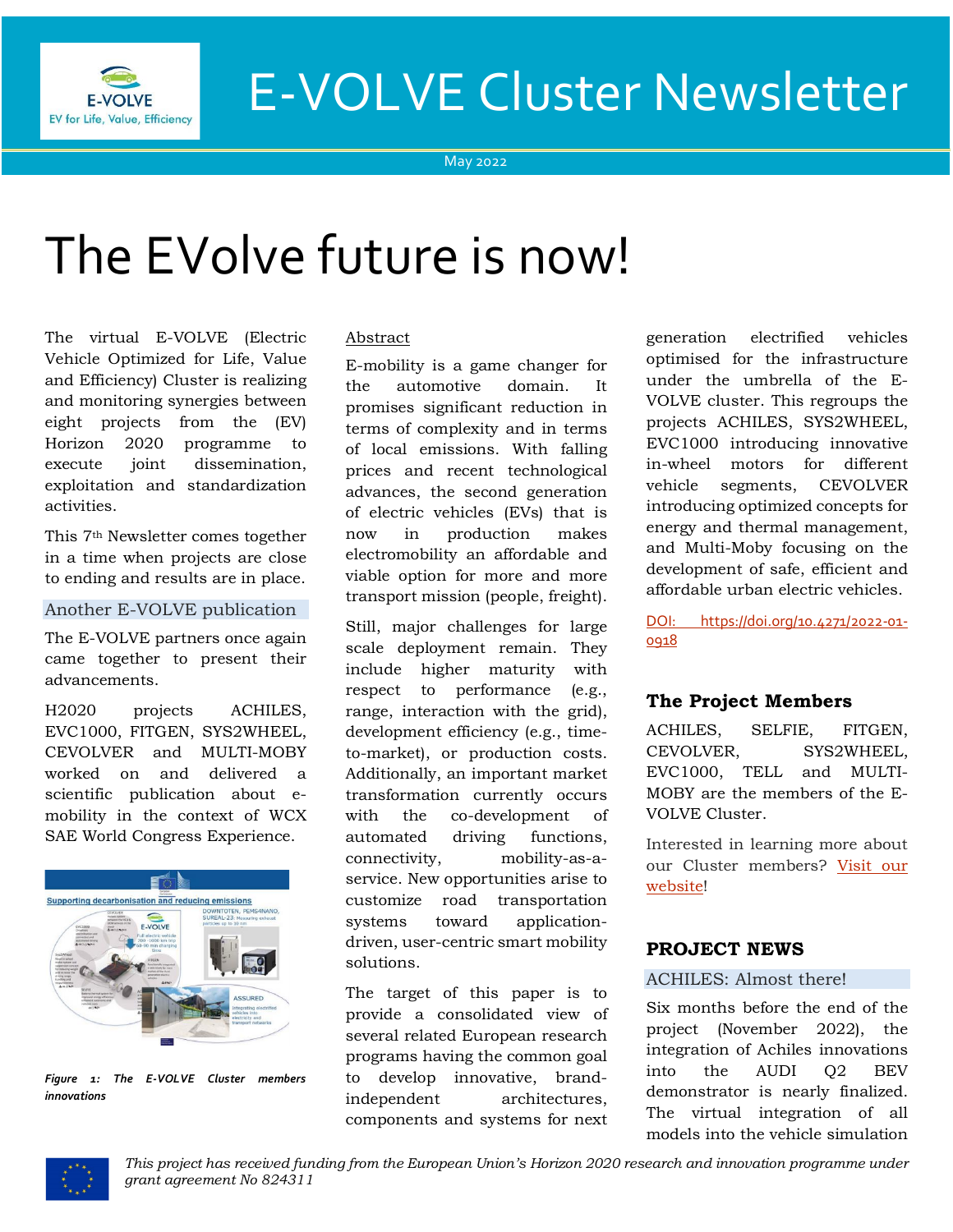# E-VOLVE Cluster Newsletter

May 2022

# The EVolve future is now!

The virtual E-VOLVE (Electric Vehicle Optimized for Life, Value and Efficiency) Cluster is realizing and monitoring synergies between eight projects from the (EV) Horizon 2020 programme to execute joint dissemination, exploitation and standardization activities.

This 7th Newsletter comes together in a time when projects are close to ending and results are in place.

## Another E-VOLVE publication

The E-VOLVE partners once again came together to present their advancements.

H2020 projects ACHILES, EVC1000, FITGEN, SYS2WHEEL, CEVOLVER and MULTI-MOBY worked on and delivered a scientific publication about e-mobility in the context of WCX SAE World Congress Experience.

*Figure 1: The E-VOLVE Cluster members innovations*

Abstract

E-mobility is a game changer for the automotive domain. It promises significant reduction in terms of complexity and in terms of local emissions. With falling prices and recent technological advances, the second generation of electric vehicles (EVs) that is now in production makes electromobility an affordable and viable option for more and more transport mission (people, freight).

Still, major challenges for large scale deployment remain. They include higher maturity with respect to performance (e.g., range, interaction with the grid), development efficiency (e.g., time-to-market), or production costs. Additionally, an important market transformation currently occurs with the co-development of automated driving functions, connectivity, mobility-as-a-service. New opportunities arise to customize road transportation systems toward application-driven, user-centric smart mobility solutions.

The target of this paper is to provide a consolidated view of several related European research programs having the common goal to develop innovative, brand-independent architectures, components and systems for next generation electrified vehicles optimised for the infrastructure under the umbrella of the E-VOLVE cluster. This regroups the projects ACHILES, SYS2WHEEL, EVC1000 introducing innovative in-wheel motors for different vehicle segments, CEVOLVER introducing optimized concepts for energy and thermal management, and Multi-Moby focusing on the development of safe, efficient and affordable urban electric vehicles.

DOI: https://doi.org/10.4271/2022-01-0918

### The Project Members

ACHILES, SELFIE, FITGEN, CEVOLVER, SYS2WHEEL, EVC1000, TELL and MULTI-MOBY are the members of the E-VOLVE Cluster.

Interested in learning more about our Cluster members? Visit our website!

### PROJECT NEWS

#### ACHILES: Almost there!

Six months before the end of the project (November 2022), the integration of Achiles innovations into the AUDI Q2 BEV demonstrator is nearly finalized. The virtual integration of all models into the vehicle simulation

*This project has received funding from the European Union's Horizon 2020 research and innovation programme under grant agreement No 824311*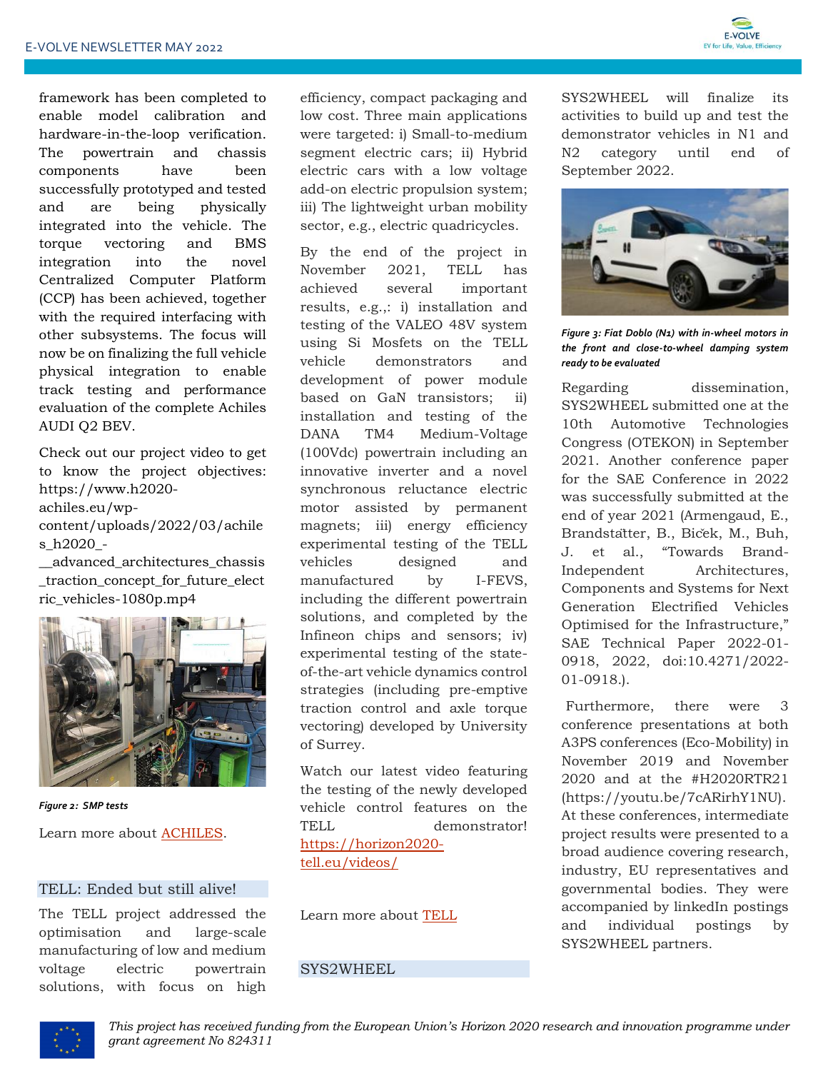framework has been completed to enable model calibration and hardware-in-the-loop verification. The powertrain and chassis components have been successfully prototyped and tested and are being physically integrated into the vehicle. The torque vectoring and BMS integration into the novel Centralized Computer Platform (CCP) has been achieved, together with the required interfacing with other subsystems. The focus will now be on finalizing the full vehicle physical integration to enable track testing and performance evaluation of the complete Achiles AUDI Q2 BEV.

Check out our project video to get to know the project objectives: https://www.h2020-achiles.eu/wp-content/uploads/2022/03/achiles_h2020_-__advanced_architectures_chassis_traction_concept_for_future_electric_vehicles-1080p.mp4

*Figure 2: SMP tests*

Learn more about ACHILES.

## TELL: Ended but still alive!

The TELL project addressed the optimisation and large-scale manufacturing of low and medium voltage electric powertrain solutions, with focus on high efficiency, compact packaging and low cost. Three main applications were targeted: i) Small-to-medium segment electric cars; ii) Hybrid electric cars with a low voltage add-on electric propulsion system; iii) The lightweight urban mobility sector, e.g., electric quadricycles.

By the end of the project in November 2021, TELL has achieved several important results, e.g.,: i) installation and testing of the VALEO 48V system using Si Mosfets on the TELL vehicle demonstrators and development of power module based on GaN transistors; ii) installation and testing of the DANA TM4 Medium-Voltage (100Vdc) powertrain including an innovative inverter and a novel synchronous reluctance electric motor assisted by permanent magnets; iii) energy efficiency experimental testing of the TELL vehicles designed and manufactured by I-FEVS, including the different powertrain solutions, and completed by the Infineon chips and sensors; iv) experimental testing of the state-of-the-art vehicle dynamics control strategies (including pre-emptive traction control and axle torque vectoring) developed by University of Surrey.

Watch our latest video featuring the testing of the newly developed vehicle control features on the TELL demonstrator! https://horizon2020-tell.eu/videos/

Learn more about TELL

## SYS2WHEEL

SYS2WHEEL will finalize its activities to build up and test the demonstrator vehicles in N1 and N2 category until end of September 2022.

*Figure 3: Fiat Doblo (N1) with in-wheel motors in the front and close-to-wheel damping system ready to be evaluated*

Regarding dissemination, SYS2WHEEL submitted one at the 10th Automotive Technologies Congress (OTEKON) in September 2021. Another conference paper for the SAE Conference in 2022 was successfully submitted at the end of year 2021 (Armengaud, E., Brandstätter, B., Biček, M., Buh, J. et al., "Towards Brand-Independent Architectures, Components and Systems for Next Generation Electrified Vehicles Optimised for the Infrastructure," SAE Technical Paper 2022-01-0918, 2022, doi:10.4271/2022-01-0918.).

Furthermore, there were 3 conference presentations at both A3PS conferences (Eco-Mobility) in November 2019 and November 2020 and at the #H2020RTR21 (https://youtu.be/7cARirhY1NU). At these conferences, intermediate project results were presented to a broad audience covering research, industry, EU representatives and governmental bodies. They were accompanied by linkedIn postings and individual postings by SYS2WHEEL partners.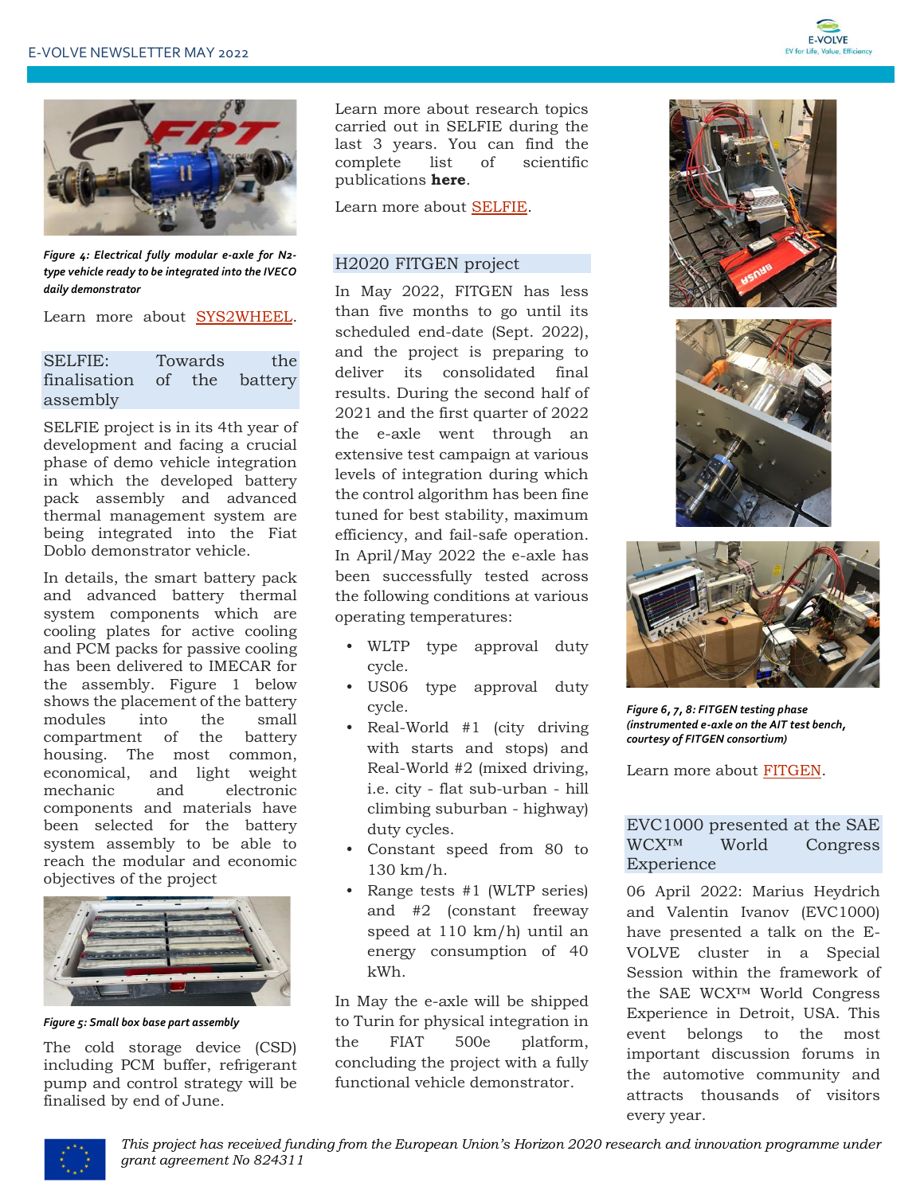*Figure 4: Electrical fully modular e-axle for N2-type vehicle ready to be integrated into the IVECO daily demonstrator*

Learn more about SYS2WHEEL.

## SELFIE: Towards the finalisation of the battery assembly

SELFIE project is in its 4th year of development and facing a crucial phase of demo vehicle integration in which the developed battery pack assembly and advanced thermal management system are being integrated into the Fiat Doblo demonstrator vehicle.

In details, the smart battery pack and advanced battery thermal system components which are cooling plates for active cooling and PCM packs for passive cooling has been delivered to IMECAR for the assembly. Figure 1 below shows the placement of the battery modules into the small compartment of the battery housing. The most common, economical, and light weight mechanic and electronic components and materials have been selected for the battery system assembly to be able to reach the modular and economic objectives of the project

*Figure 5: Small box base part assembly*

The cold storage device (CSD) including PCM buffer, refrigerant pump and control strategy will be finalised by end of June.

Learn more about research topics carried out in SELFIE during the last 3 years. You can find the complete list of scientific publications **here**.

Learn more about SELFIE.

## H2020 FITGEN project

In May 2022, FITGEN has less than five months to go until its scheduled end-date (Sept. 2022), and the project is preparing to deliver its consolidated final results. During the second half of 2021 and the first quarter of 2022 the e-axle went through an extensive test campaign at various levels of integration during which the control algorithm has been fine tuned for best stability, maximum efficiency, and fail-safe operation. In April/May 2022 the e-axle has been successfully tested across the following conditions at various operating temperatures:

- WLTP type approval duty cycle.
- US06 type approval duty cycle.
- Real-World #1 (city driving with starts and stops) and Real-World #2 (mixed driving, i.e. city - flat sub-urban - hill climbing suburban - highway) duty cycles.
- Constant speed from 80 to 130 km/h.
- Range tests #1 (WLTP series) and #2 (constant freeway speed at 110 km/h) until an energy consumption of 40 kWh.

In May the e-axle will be shipped to Turin for physical integration in the FIAT 500e platform, concluding the project with a fully functional vehicle demonstrator.

*Figure 6, 7, 8: FITGEN testing phase (instrumented e-axle on the AIT test bench, courtesy of FITGEN consortium)*

Learn more about FITGEN.

## EVC1000 presented at the SAE WCX™ World Congress Experience

06 April 2022: Marius Heydrich and Valentin Ivanov (EVC1000) have presented a talk on the E-VOLVE cluster in a Special Session within the framework of the SAE WCX™ World Congress Experience in Detroit, USA. This event belongs to the most important discussion forums in the automotive community and attracts thousands of visitors every year.

*This project has received funding from the European Union's Horizon 2020 research and innovation programme under grant agreement No 824311*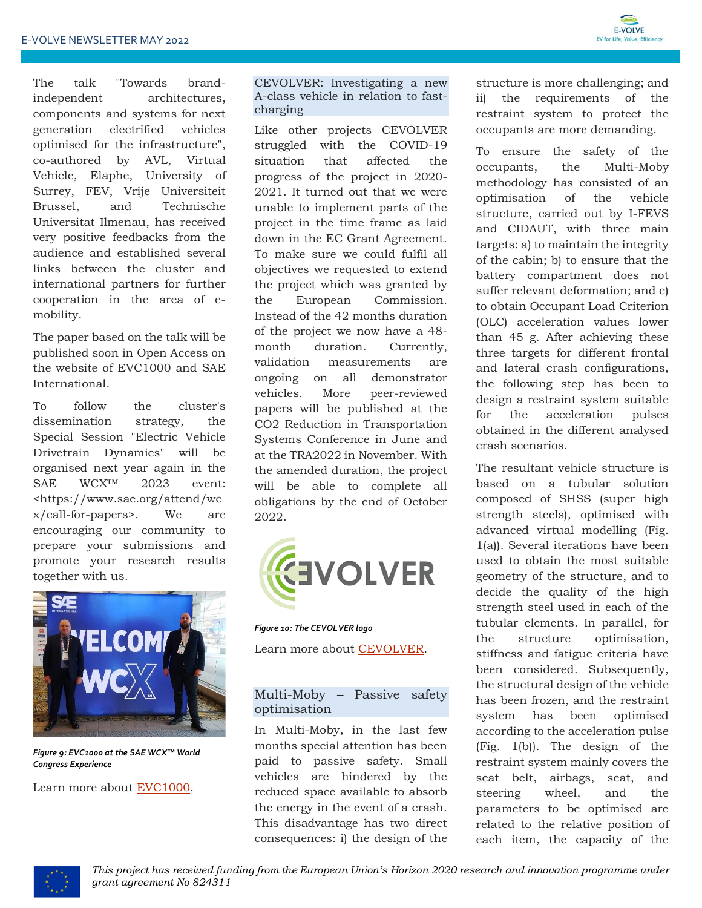The talk "Towards brand-independent architectures, components and systems for next generation electrified vehicles optimised for the infrastructure", co-authored by AVL, Virtual Vehicle, Elaphe, University of Surrey, FEV, Vrije Universiteit Brussel, and Technische Universitat Ilmenau, has received very positive feedbacks from the audience and established several links between the cluster and international partners for further cooperation in the area of e-mobility.

The paper based on the talk will be published soon in Open Access on the website of EVC1000 and SAE International.

To follow the cluster's dissemination strategy, the Special Session "Electric Vehicle Drivetrain Dynamics" will be organised next year again in the SAE WCX™ 2023 event: <https://www.sae.org/attend/wcx/call-for-papers>. We are encouraging our community to prepare your submissions and promote your research results together with us.

*Figure 9: EVC1000 at the SAE WCX™ World Congress Experience*

Learn more about EVC1000.

## CEVOLVER: Investigating a new A-class vehicle in relation to fast-charging

Like other projects CEVOLVER struggled with the COVID-19 situation that affected the progress of the project in 2020-2021. It turned out that we were unable to implement parts of the project in the time frame as laid down in the EC Grant Agreement. To make sure we could fulfil all objectives we requested to extend the project which was granted by the European Commission. Instead of the 42 months duration of the project we now have a 48-month duration. Currently, validation measurements are ongoing on all demonstrator vehicles. More peer-reviewed papers will be published at the $CO_2$ Reduction in Transportation Systems Conference in June and at the TRA2022 in November. With the amended duration, the project will be able to complete all obligations by the end of October 2022.

*Figure 10: The CEVOLVER logo*

Learn more about CEVOLVER.

## Multi-Moby – Passive safety optimisation

In Multi-Moby, in the last few months special attention has been paid to passive safety. Small vehicles are hindered by the reduced space available to absorb the energy in the event of a crash. This disadvantage has two direct consequences: i) the design of the structure is more challenging; and ii) the requirements of the restraint system to protect the occupants are more demanding.

To ensure the safety of the occupants, the Multi-Moby methodology has consisted of an optimisation of the vehicle structure, carried out by I-FEVS and CIDAUT, with three main targets: a) to maintain the integrity of the cabin; b) to ensure that the battery compartment does not suffer relevant deformation; and c) to obtain Occupant Load Criterion (OLC) acceleration values lower than 45 g. After achieving these three targets for different frontal and lateral crash configurations, the following step has been to design a restraint system suitable for the acceleration pulses obtained in the different analysed crash scenarios.

The resultant vehicle structure is based on a tubular solution composed of SHSS (super high strength steels), optimised with advanced virtual modelling (Fig. 1(a)). Several iterations have been used to obtain the most suitable geometry of the structure, and to decide the quality of the high strength steel used in each of the tubular elements. In parallel, for the structure optimisation, stiffness and fatigue criteria have been considered. Subsequently, the structural design of the vehicle has been frozen, and the restraint system has been optimised according to the acceleration pulse (Fig. 1(b)). The design of the restraint system mainly covers the seat belt, airbags, seat, and steering wheel, and the parameters to be optimised are related to the relative position of each item, the capacity of the

*This project has received funding from the European Union's Horizon 2020 research and innovation programme under grant agreement No 824311*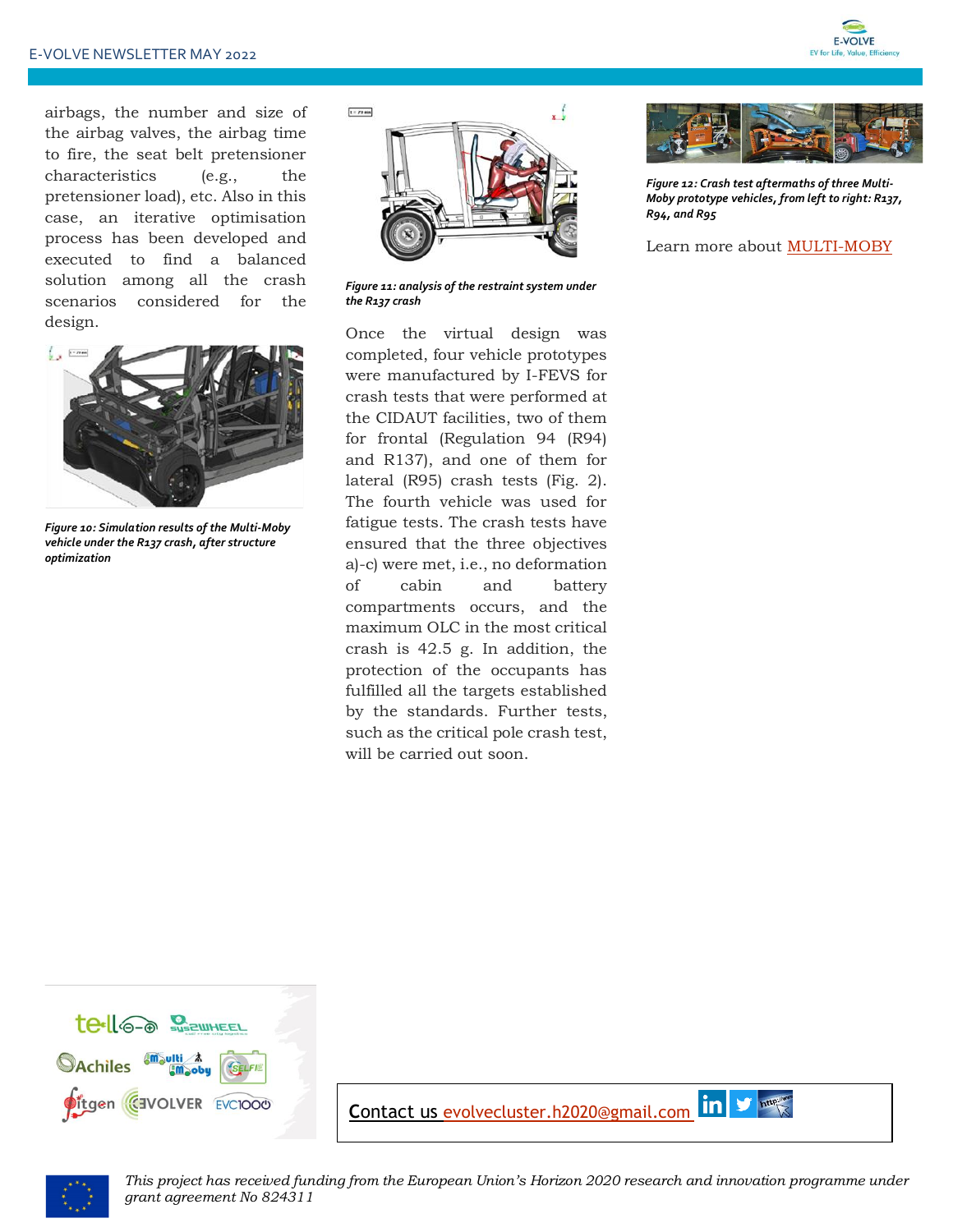airbags, the number and size of the airbag valves, the airbag time to fire, the seat belt pretensioner characteristics (e.g., the pretensioner load), etc. Also in this case, an iterative optimisation process has been developed and executed to find a balanced solution among all the crash scenarios considered for the design.

*Figure 10: Simulation results of the Multi-Moby vehicle under the R137 crash, after structure optimization*

*Figure 11: analysis of the restraint system under the R137 crash*

Once the virtual design was completed, four vehicle prototypes were manufactured by I-FEVS for crash tests that were performed at the CIDAUT facilities, two of them for frontal (Regulation 94 (R94) and R137), and one of them for lateral (R95) crash tests (Fig. 2). The fourth vehicle was used for fatigue tests. The crash tests have ensured that the three objectives a)-c) were met, i.e., no deformation of cabin and battery compartments occurs, and the maximum OLC in the most critical crash is 42.5 g. In addition, the protection of the occupants has fulfilled all the targets established by the standards. Further tests, such as the critical pole crash test, will be carried out soon.

*Figure 12: Crash test aftermaths of three Multi-Moby prototype vehicles, from left to right: R137, R94, and R95*

Learn more about MULTI-MOBY

Contact us evolvecluster.h2020@gmail.com

*This project has received funding from the European Union's Horizon 2020 research and innovation programme under grant agreement No 824311*